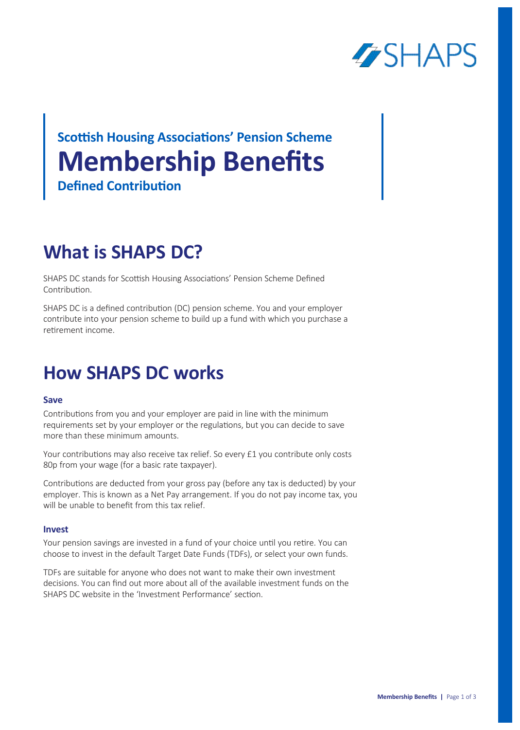SHAPS

Scottish Housing Associations' Pension Scheme

# Membership Benefits

Defined Contribution

## What is SHAPS DC?

SHAPS DC stands for Scottish Housing Associations' Pension Scheme Defined Contribution.

SHAPS DC is a defined contribution (DC) pension scheme. You and your employer contribute into your pension scheme to build up a fund with which you purchase a retirement income.

## How SHAPS DC works

### Save

Contributions from you and your employer are paid in line with the minimum requirements set by your employer or the regulations, but you can decide to save more than these minimum amounts.

Your contributions may also receive tax relief. So every £1 you contribute only costs 80p from your wage (for a basic rate taxpayer).

Contributions are deducted from your gross pay (before any tax is deducted) by your employer. This is known as a Net Pay arrangement. If you do not pay income tax, you will be unable to benefit from this tax relief.

### Invest

Your pension savings are invested in a fund of your choice until you retire. You can choose to invest in the default Target Date Funds (TDFs), or select your own funds.

TDFs are suitable for anyone who does not want to make their own investment decisions. You can find out more about all of the available investment funds on the SHAPS DC website in the 'Investment Performance' section.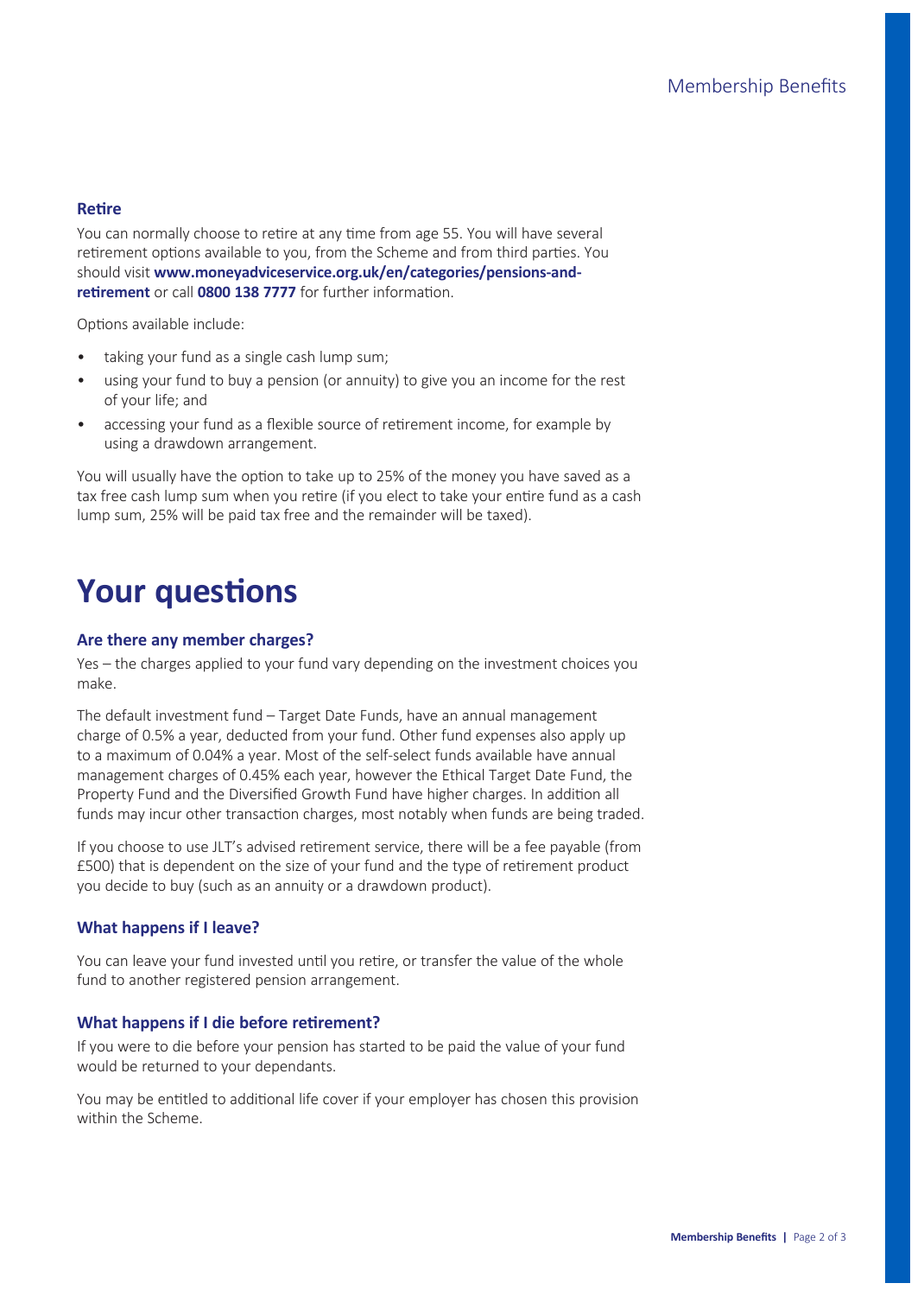### Retire

You can normally choose to retire at any time from age 55. You will have several retirement options available to you, from the Scheme and from third parties. You should visit **www.moneyadviceservice.org.uk/en/categories/pensions-and-retirement** or call **0800 138 7777** for further information.

Options available include:

- taking your fund as a single cash lump sum;
- using your fund to buy a pension (or annuity) to give you an income for the rest of your life; and
- accessing your fund as a flexible source of retirement income, for example by using a drawdown arrangement.

You will usually have the option to take up to 25% of the money you have saved as a tax free cash lump sum when you retire (if you elect to take your entire fund as a cash lump sum, 25% will be paid tax free and the remainder will be taxed).

# Your questions

### Are there any member charges?

Yes – the charges applied to your fund vary depending on the investment choices you make.

The default investment fund – Target Date Funds, have an annual management charge of 0.5% a year, deducted from your fund. Other fund expenses also apply up to a maximum of 0.04% a year. Most of the self-select funds available have annual management charges of 0.45% each year, however the Ethical Target Date Fund, the Property Fund and the Diversified Growth Fund have higher charges. In addition all funds may incur other transaction charges, most notably when funds are being traded.

If you choose to use JLT's advised retirement service, there will be a fee payable (from £500) that is dependent on the size of your fund and the type of retirement product you decide to buy (such as an annuity or a drawdown product).

### What happens if I leave?

You can leave your fund invested until you retire, or transfer the value of the whole fund to another registered pension arrangement.

### What happens if I die before retirement?

If you were to die before your pension has started to be paid the value of your fund would be returned to your dependants.

You may be entitled to additional life cover if your employer has chosen this provision within the Scheme.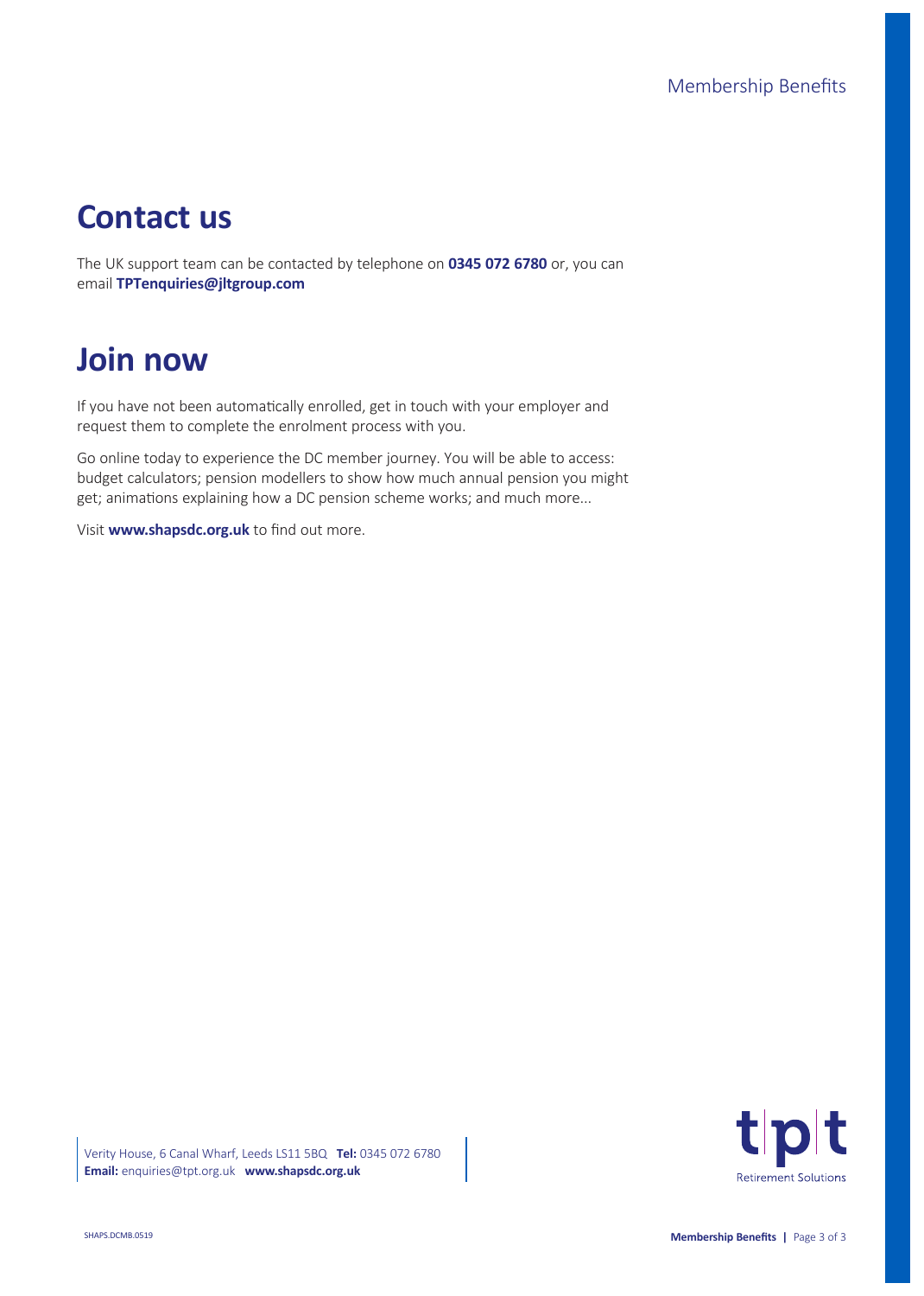## Contact us

The UK support team can be contacted by telephone on **0345 072 6780** or, you can email **TPTenquiries@jltgroup.com**

## Join now

If you have not been automatically enrolled, get in touch with your employer and request them to complete the enrolment process with you.

Go online today to experience the DC member journey. You will be able to access: budget calculators; pension modellers to show how much annual pension you might get; animations explaining how a DC pension scheme works; and much more...

Visit **www.shapsdc.org.uk** to find out more.

Verity House, 6 Canal Wharf, Leeds LS11 5BQ **Tel:** 0345 072 6780
**Email:** enquiries@tpt.org.uk **www.shapsdc.org.uk**

tpt Retirement Solutions

SHAPS.DCMB.0519